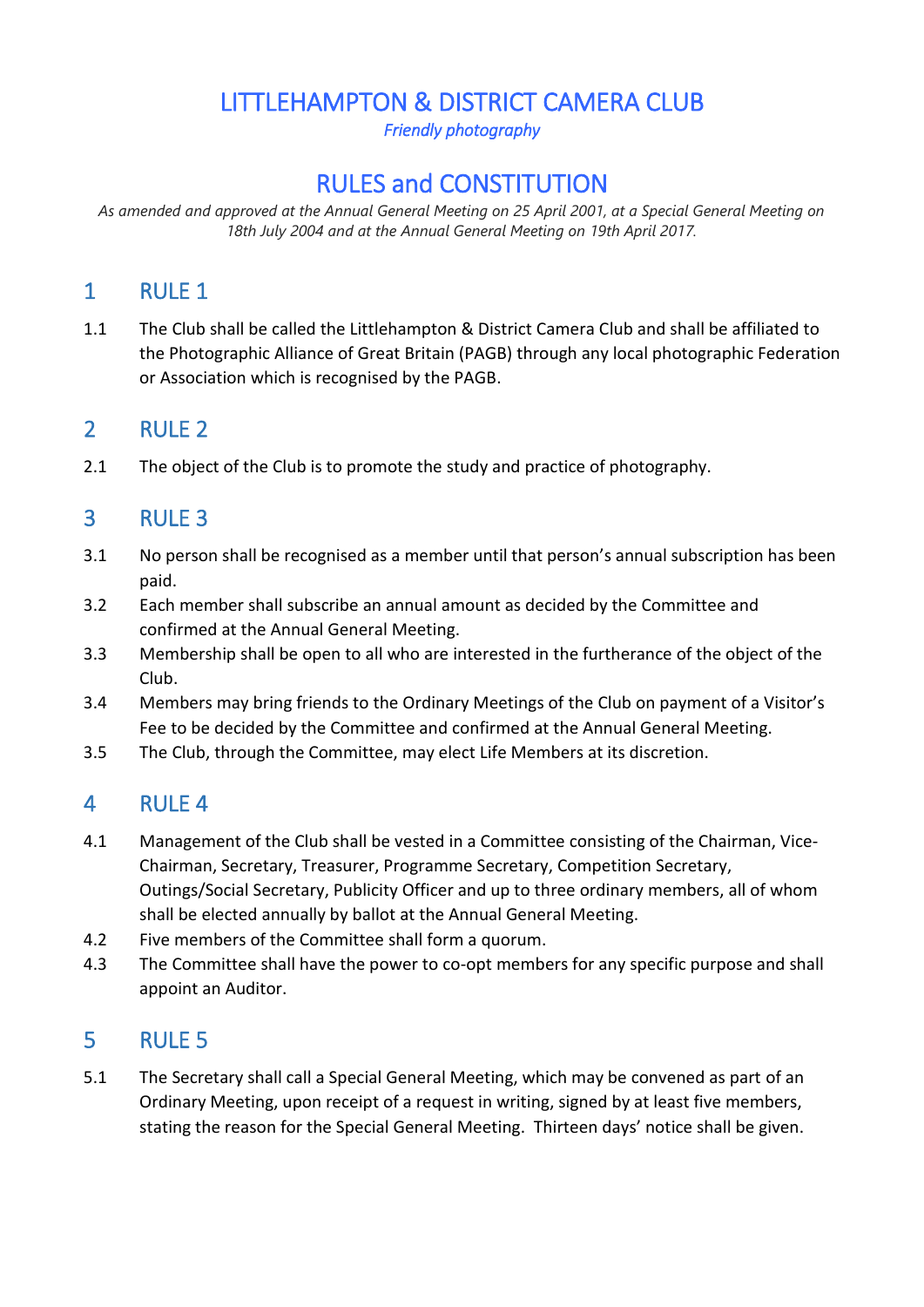# LITTLEHAMPTON & DISTRICT CAMERA CLUB

*Friendly photography*

# RULES and CONSTITUTION

*As amended and approved at the Annual General Meeting on 25 April 2001, at a Special General Meeting on 18th July 2004 and at the Annual General Meeting on 19th April 2017.*

## 1 RULE 1

1.1 The Club shall be called the Littlehampton & District Camera Club and shall be affiliated to the Photographic Alliance of Great Britain (PAGB) through any local photographic Federation or Association which is recognised by the PAGB.

## 2 RULE 2

2.1 The object of the Club is to promote the study and practice of photography.

## 3 RULE 3

3.1 No person shall be recognised as a member until that person's annual subscription has been paid.

3.2 Each member shall subscribe an annual amount as decided by the Committee and confirmed at the Annual General Meeting.

3.3 Membership shall be open to all who are interested in the furtherance of the object of the Club.

3.4 Members may bring friends to the Ordinary Meetings of the Club on payment of a Visitor's Fee to be decided by the Committee and confirmed at the Annual General Meeting.

3.5 The Club, through the Committee, may elect Life Members at its discretion.

## 4 RULE 4

4.1 Management of the Club shall be vested in a Committee consisting of the Chairman, Vice-Chairman, Secretary, Treasurer, Programme Secretary, Competition Secretary, Outings/Social Secretary, Publicity Officer and up to three ordinary members, all of whom shall be elected annually by ballot at the Annual General Meeting.

4.2 Five members of the Committee shall form a quorum.

4.3 The Committee shall have the power to co-opt members for any specific purpose and shall appoint an Auditor.

## 5 RULE 5

5.1 The Secretary shall call a Special General Meeting, which may be convened as part of an Ordinary Meeting, upon receipt of a request in writing, signed by at least five members, stating the reason for the Special General Meeting. Thirteen days' notice shall be given.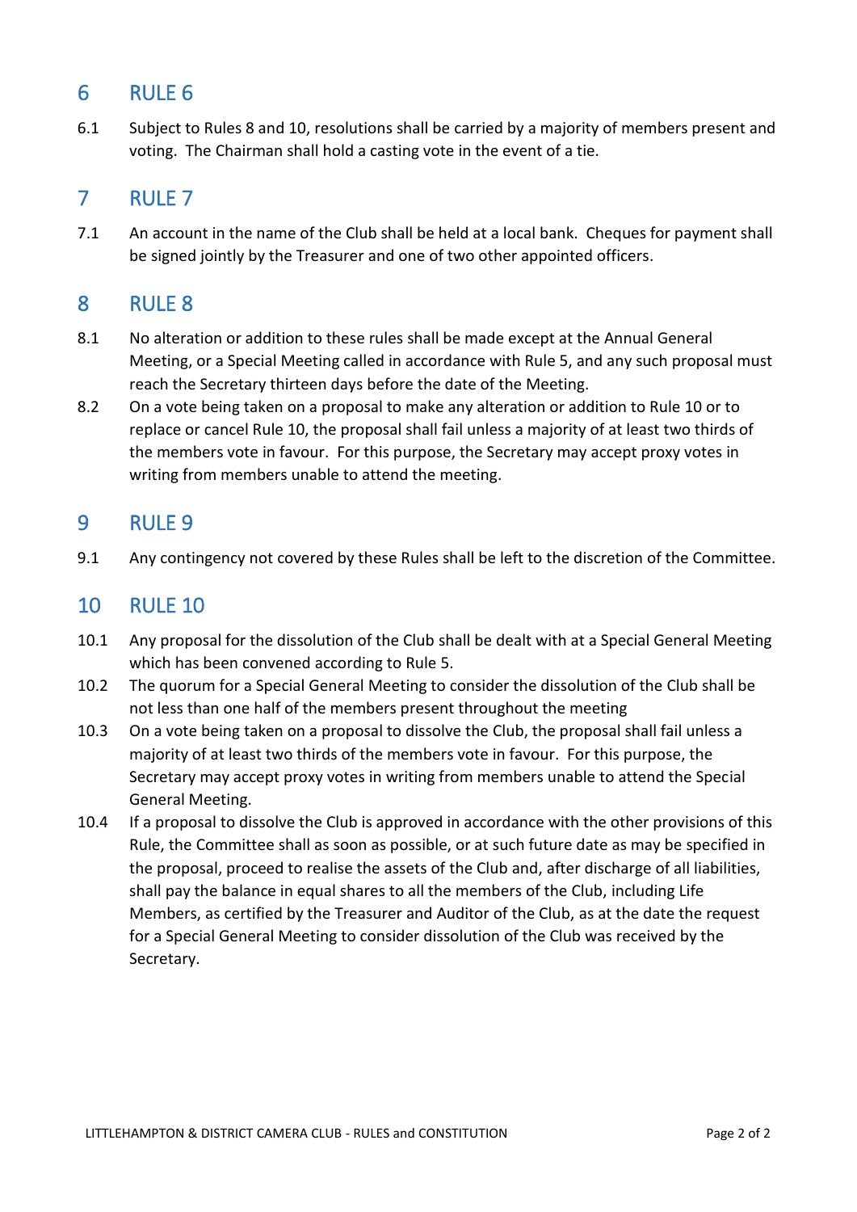## 6 RULE 6

6.1 Subject to Rules 8 and 10, resolutions shall be carried by a majority of members present and voting. The Chairman shall hold a casting vote in the event of a tie.

## 7 RULE 7

7.1 An account in the name of the Club shall be held at a local bank. Cheques for payment shall be signed jointly by the Treasurer and one of two other appointed officers.

## 8 RULE 8

8.1 No alteration or addition to these rules shall be made except at the Annual General Meeting, or a Special Meeting called in accordance with Rule 5, and any such proposal must reach the Secretary thirteen days before the date of the Meeting.

8.2 On a vote being taken on a proposal to make any alteration or addition to Rule 10 or to replace or cancel Rule 10, the proposal shall fail unless a majority of at least two thirds of the members vote in favour. For this purpose, the Secretary may accept proxy votes in writing from members unable to attend the meeting.

## 9 RULE 9

9.1 Any contingency not covered by these Rules shall be left to the discretion of the Committee.

## 10 RULE 10

10.1 Any proposal for the dissolution of the Club shall be dealt with at a Special General Meeting which has been convened according to Rule 5.

10.2 The quorum for a Special General Meeting to consider the dissolution of the Club shall be not less than one half of the members present throughout the meeting

10.3 On a vote being taken on a proposal to dissolve the Club, the proposal shall fail unless a majority of at least two thirds of the members vote in favour. For this purpose, the Secretary may accept proxy votes in writing from members unable to attend the Special General Meeting.

10.4 If a proposal to dissolve the Club is approved in accordance with the other provisions of this Rule, the Committee shall as soon as possible, or at such future date as may be specified in the proposal, proceed to realise the assets of the Club and, after discharge of all liabilities, shall pay the balance in equal shares to all the members of the Club, including Life Members, as certified by the Treasurer and Auditor of the Club, as at the date the request for a Special General Meeting to consider dissolution of the Club was received by the Secretary.